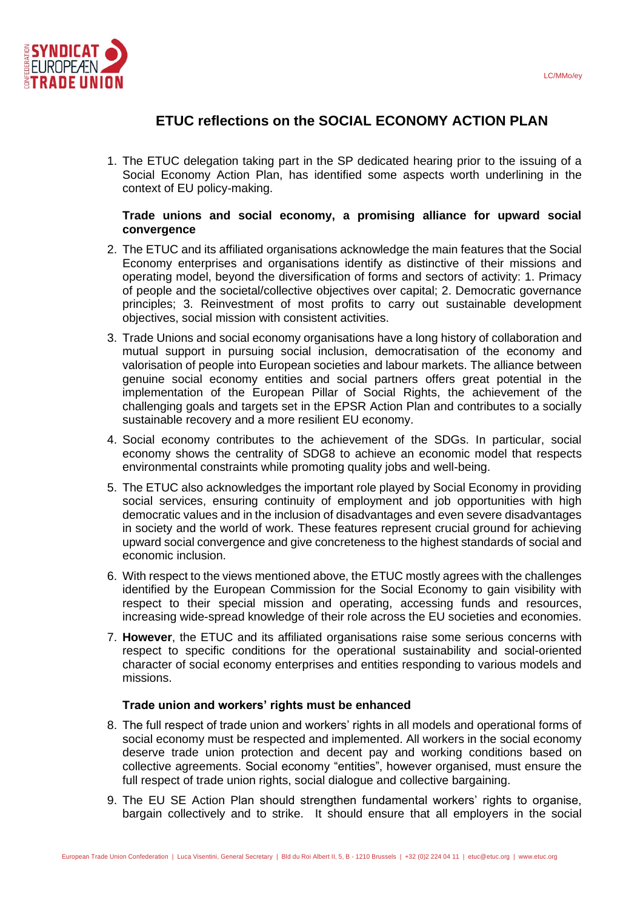LC/MMo/ey

# ETUC reflections on the SOCIAL ECONOMY ACTION PLAN

1. The ETUC delegation taking part in the SP dedicated hearing prior to the issuing of a Social Economy Action Plan, has identified some aspects worth underlining in the context of EU policy-making.

**Trade unions and social economy, a promising alliance for upward social convergence**

2. The ETUC and its affiliated organisations acknowledge the main features that the Social Economy enterprises and organisations identify as distinctive of their missions and operating model, beyond the diversification of forms and sectors of activity: 1. Primacy of people and the societal/collective objectives over capital; 2. Democratic governance principles; 3. Reinvestment of most profits to carry out sustainable development objectives, social mission with consistent activities.
3. Trade Unions and social economy organisations have a long history of collaboration and mutual support in pursuing social inclusion, democratisation of the economy and valorisation of people into European societies and labour markets. The alliance between genuine social economy entities and social partners offers great potential in the implementation of the European Pillar of Social Rights, the achievement of the challenging goals and targets set in the EPSR Action Plan and contributes to a socially sustainable recovery and a more resilient EU economy.
4. Social economy contributes to the achievement of the SDGs. In particular, social economy shows the centrality of SDG8 to achieve an economic model that respects environmental constraints while promoting quality jobs and well-being.
5. The ETUC also acknowledges the important role played by Social Economy in providing social services, ensuring continuity of employment and job opportunities with high democratic values and in the inclusion of disadvantages and even severe disadvantages in society and the world of work. These features represent crucial ground for achieving upward social convergence and give concreteness to the highest standards of social and economic inclusion.
6. With respect to the views mentioned above, the ETUC mostly agrees with the challenges identified by the European Commission for the Social Economy to gain visibility with respect to their special mission and operating, accessing funds and resources, increasing wide-spread knowledge of their role across the EU societies and economies.
7. **However**, the ETUC and its affiliated organisations raise some serious concerns with respect to specific conditions for the operational sustainability and social-oriented character of social economy enterprises and entities responding to various models and missions.

**Trade union and workers' rights must be enhanced**

8. The full respect of trade union and workers' rights in all models and operational forms of social economy must be respected and implemented. All workers in the social economy deserve trade union protection and decent pay and working conditions based on collective agreements. Social economy "entities", however organised, must ensure the full respect of trade union rights, social dialogue and collective bargaining.
9. The EU SE Action Plan should strengthen fundamental workers' rights to organise, bargain collectively and to strike. It should ensure that all employers in the social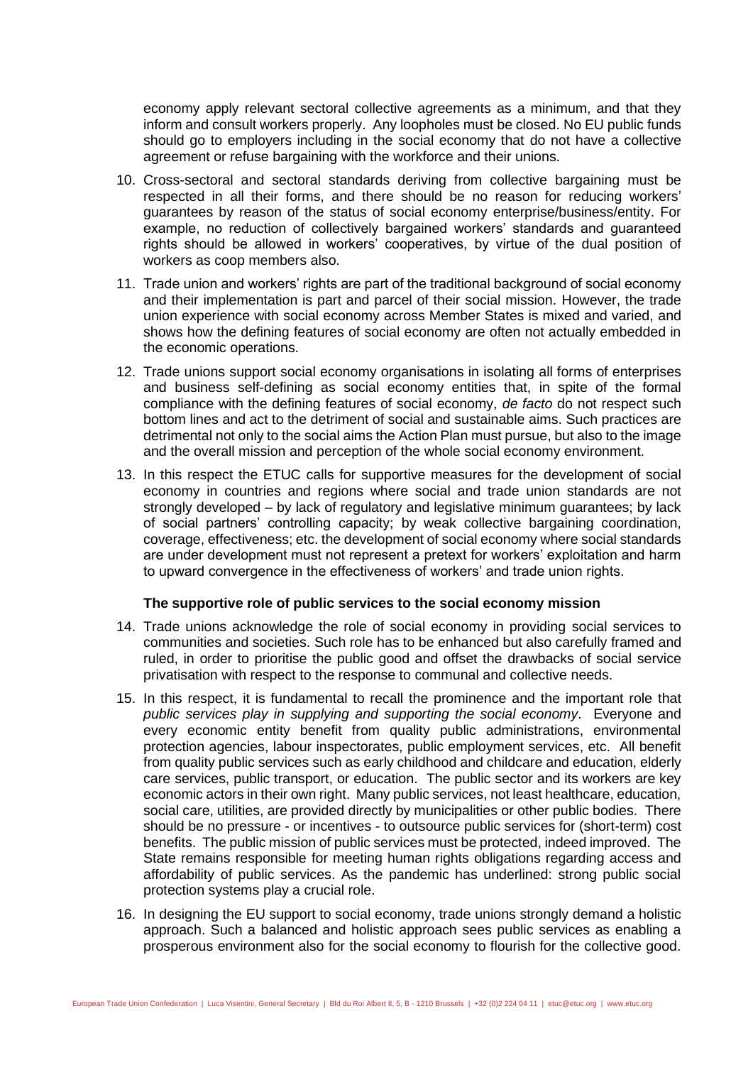economy apply relevant sectoral collective agreements as a minimum, and that they inform and consult workers properly. Any loopholes must be closed. No EU public funds should go to employers including in the social economy that do not have a collective agreement or refuse bargaining with the workforce and their unions.

10. Cross-sectoral and sectoral standards deriving from collective bargaining must be respected in all their forms, and there should be no reason for reducing workers' guarantees by reason of the status of social economy enterprise/business/entity. For example, no reduction of collectively bargained workers' standards and guaranteed rights should be allowed in workers' cooperatives, by virtue of the dual position of workers as coop members also.

11. Trade union and workers' rights are part of the traditional background of social economy and their implementation is part and parcel of their social mission. However, the trade union experience with social economy across Member States is mixed and varied, and shows how the defining features of social economy are often not actually embedded in the economic operations.

12. Trade unions support social economy organisations in isolating all forms of enterprises and business self-defining as social economy entities that, in spite of the formal compliance with the defining features of social economy, *de facto* do not respect such bottom lines and act to the detriment of social and sustainable aims. Such practices are detrimental not only to the social aims the Action Plan must pursue, but also to the image and the overall mission and perception of the whole social economy environment.

13. In this respect the ETUC calls for supportive measures for the development of social economy in countries and regions where social and trade union standards are not strongly developed – by lack of regulatory and legislative minimum guarantees; by lack of social partners' controlling capacity; by weak collective bargaining coordination, coverage, effectiveness; etc. the development of social economy where social standards are under development must not represent a pretext for workers' exploitation and harm to upward convergence in the effectiveness of workers' and trade union rights.

**The supportive role of public services to the social economy mission**

14. Trade unions acknowledge the role of social economy in providing social services to communities and societies. Such role has to be enhanced but also carefully framed and ruled, in order to prioritise the public good and offset the drawbacks of social service privatisation with respect to the response to communal and collective needs.

15. In this respect, it is fundamental to recall the prominence and the important role that *public services play in supplying and supporting the social economy*. Everyone and every economic entity benefit from quality public administrations, environmental protection agencies, labour inspectorates, public employment services, etc. All benefit from quality public services such as early childhood and childcare and education, elderly care services, public transport, or education. The public sector and its workers are key economic actors in their own right. Many public services, not least healthcare, education, social care, utilities, are provided directly by municipalities or other public bodies. There should be no pressure - or incentives - to outsource public services for (short-term) cost benefits. The public mission of public services must be protected, indeed improved. The State remains responsible for meeting human rights obligations regarding access and affordability of public services. As the pandemic has underlined: strong public social protection systems play a crucial role.

16. In designing the EU support to social economy, trade unions strongly demand a holistic approach. Such a balanced and holistic approach sees public services as enabling a prosperous environment also for the social economy to flourish for the collective good.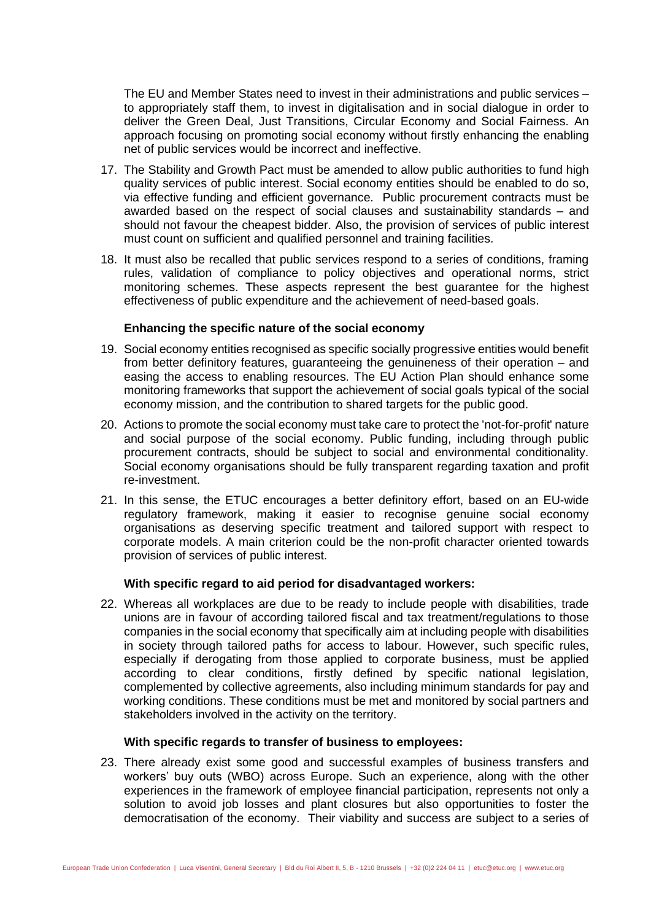The EU and Member States need to invest in their administrations and public services – to appropriately staff them, to invest in digitalisation and in social dialogue in order to deliver the Green Deal, Just Transitions, Circular Economy and Social Fairness. An approach focusing on promoting social economy without firstly enhancing the enabling net of public services would be incorrect and ineffective.

17. The Stability and Growth Pact must be amended to allow public authorities to fund high quality services of public interest. Social economy entities should be enabled to do so, via effective funding and efficient governance. Public procurement contracts must be awarded based on the respect of social clauses and sustainability standards – and should not favour the cheapest bidder. Also, the provision of services of public interest must count on sufficient and qualified personnel and training facilities.

18. It must also be recalled that public services respond to a series of conditions, framing rules, validation of compliance to policy objectives and operational norms, strict monitoring schemes. These aspects represent the best guarantee for the highest effectiveness of public expenditure and the achievement of need-based goals.

**Enhancing the specific nature of the social economy**

19. Social economy entities recognised as specific socially progressive entities would benefit from better definitory features, guaranteeing the genuineness of their operation – and easing the access to enabling resources. The EU Action Plan should enhance some monitoring frameworks that support the achievement of social goals typical of the social economy mission, and the contribution to shared targets for the public good.

20. Actions to promote the social economy must take care to protect the 'not-for-profit' nature and social purpose of the social economy. Public funding, including through public procurement contracts, should be subject to social and environmental conditionality. Social economy organisations should be fully transparent regarding taxation and profit re-investment.

21. In this sense, the ETUC encourages a better definitory effort, based on an EU-wide regulatory framework, making it easier to recognise genuine social economy organisations as deserving specific treatment and tailored support with respect to corporate models. A main criterion could be the non-profit character oriented towards provision of services of public interest.

**With specific regard to aid period for disadvantaged workers:**

22. Whereas all workplaces are due to be ready to include people with disabilities, trade unions are in favour of according tailored fiscal and tax treatment/regulations to those companies in the social economy that specifically aim at including people with disabilities in society through tailored paths for access to labour. However, such specific rules, especially if derogating from those applied to corporate business, must be applied according to clear conditions, firstly defined by specific national legislation, complemented by collective agreements, also including minimum standards for pay and working conditions. These conditions must be met and monitored by social partners and stakeholders involved in the activity on the territory.

**With specific regards to transfer of business to employees:**

23. There already exist some good and successful examples of business transfers and workers' buy outs (WBO) across Europe. Such an experience, along with the other experiences in the framework of employee financial participation, represents not only a solution to avoid job losses and plant closures but also opportunities to foster the democratisation of the economy. Their viability and success are subject to a series of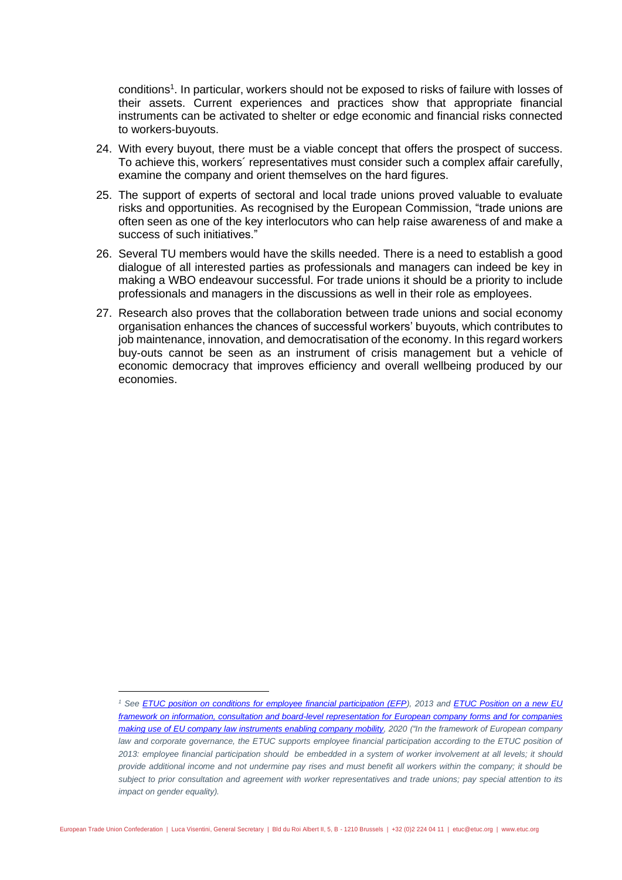conditions[1]. In particular, workers should not be exposed to risks of failure with losses of their assets. Current experiences and practices show that appropriate financial instruments can be activated to shelter or edge economic and financial risks connected to workers-buyouts.

24. With every buyout, there must be a viable concept that offers the prospect of success. To achieve this, workers´ representatives must consider such a complex affair carefully, examine the company and orient themselves on the hard figures.
25. The support of experts of sectoral and local trade unions proved valuable to evaluate risks and opportunities. As recognised by the European Commission, "trade unions are often seen as one of the key interlocutors who can help raise awareness of and make a success of such initiatives."
26. Several TU members would have the skills needed. There is a need to establish a good dialogue of all interested parties as professionals and managers can indeed be key in making a WBO endeavour successful. For trade unions it should be a priority to include professionals and managers in the discussions as well in their role as employees.
27. Research also proves that the collaboration between trade unions and social economy organisation enhances the chances of successful workers' buyouts, which contributes to job maintenance, innovation, and democratisation of the economy. In this regard workers buy-outs cannot be seen as an instrument of crisis management but a vehicle of economic democracy that improves efficiency and overall wellbeing produced by our economies.

---

[1] *See ETUC position on conditions for employee financial participation (EFP), 2013 and ETUC Position on a new EU framework on information, consultation and board-level representation for European company forms and for companies making use of EU company law instruments enabling company mobility, 2020 ("In the framework of European company law and corporate governance, the ETUC supports employee financial participation according to the ETUC position of 2013: employee financial participation should be embedded in a system of worker involvement at all levels; it should provide additional income and not undermine pay rises and must benefit all workers within the company; it should be subject to prior consultation and agreement with worker representatives and trade unions; pay special attention to its impact on gender equality).*